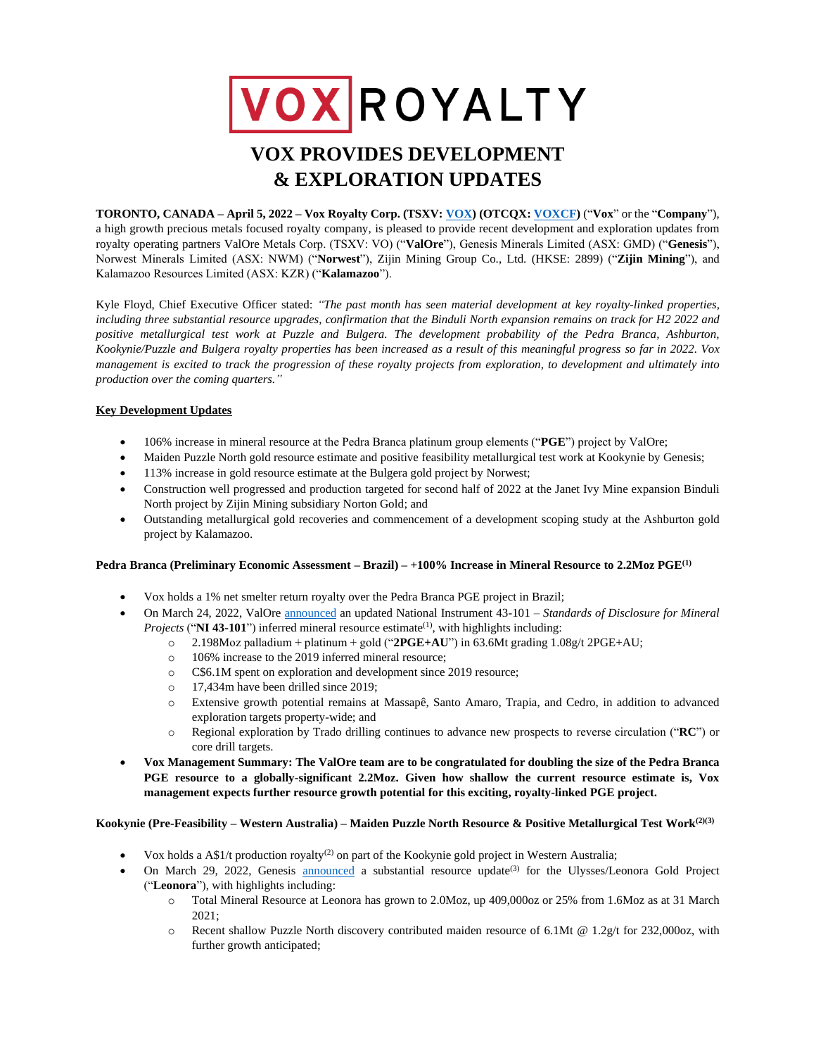# VOX ROYALTY

# VOX PROVIDES DEVELOPMENT & EXPLORATION UPDATES

**TORONTO, CANADA – April 5, 2022 – Vox Royalty Corp. (TSXV: VOX) (OTCQX: VOXCF)** ("**Vox**" or the "**Company**"), a high growth precious metals focused royalty company, is pleased to provide recent development and exploration updates from royalty operating partners ValOre Metals Corp. (TSXV: VO) ("**ValOre**"), Genesis Minerals Limited (ASX: GMD) ("**Genesis**"), Norwest Minerals Limited (ASX: NWM) ("**Norwest**"), Zijin Mining Group Co., Ltd. (HKSE: 2899) ("**Zijin Mining**"), and Kalamazoo Resources Limited (ASX: KZR) ("**Kalamazoo**").

Kyle Floyd, Chief Executive Officer stated: *"The past month has seen material development at key royalty-linked properties, including three substantial resource upgrades, confirmation that the Binduli North expansion remains on track for H2 2022 and positive metallurgical test work at Puzzle and Bulgera. The development probability of the Pedra Branca, Ashburton, Kookynie/Puzzle and Bulgera royalty properties has been increased as a result of this meaningful progress so far in 2022. Vox management is excited to track the progression of these royalty projects from exploration, to development and ultimately into production over the coming quarters."*

## Key Development Updates

- 106% increase in mineral resource at the Pedra Branca platinum group elements ("**PGE**") project by ValOre;
- Maiden Puzzle North gold resource estimate and positive feasibility metallurgical test work at Kookynie by Genesis;
- 113% increase in gold resource estimate at the Bulgera gold project by Norwest;
- Construction well progressed and production targeted for second half of 2022 at the Janet Ivy Mine expansion Binduli North project by Zijin Mining subsidiary Norton Gold; and
- Outstanding metallurgical gold recoveries and commencement of a development scoping study at the Ashburton gold project by Kalamazoo.

### Pedra Branca (Preliminary Economic Assessment – Brazil) – +100% Increase in Mineral Resource to 2.2Moz PGE[1]

- Vox holds a 1% net smelter return royalty over the Pedra Branca PGE project in Brazil;
- On March 24, 2022, ValOre announced an updated National Instrument 43-101 – *Standards of Disclosure for Mineral Projects* ("**NI 43-101**") inferred mineral resource estimate[1], with highlights including:
  - 2.198Moz palladium + platinum + gold ("**2PGE+AU**") in 63.6Mt grading 1.08g/t 2PGE+AU;
  - 106% increase to the 2019 inferred mineral resource;
  - C$6.1M spent on exploration and development since 2019 resource;
  - 17,434m have been drilled since 2019;
  - Extensive growth potential remains at Massapê, Santo Amaro, Trapia, and Cedro, in addition to advanced exploration targets property-wide; and
  - Regional exploration by Trado drilling continues to advance new prospects to reverse circulation ("**RC**") or core drill targets.
- **Vox Management Summary: The ValOre team are to be congratulated for doubling the size of the Pedra Branca PGE resource to a globally-significant 2.2Moz. Given how shallow the current resource estimate is, Vox management expects further resource growth potential for this exciting, royalty-linked PGE project.**

### Kookynie (Pre-Feasibility – Western Australia) – Maiden Puzzle North Resource & Positive Metallurgical Test Work[2][3]

- Vox holds a A$1/t production royalty[2] on part of the Kookynie gold project in Western Australia;
- On March 29, 2022, Genesis announced a substantial resource update[3] for the Ulysses/Leonora Gold Project ("**Leonora**"), with highlights including:
  - Total Mineral Resource at Leonora has grown to 2.0Moz, up 409,000oz or 25% from 1.6Moz as at 31 March 2021;
  - Recent shallow Puzzle North discovery contributed maiden resource of 6.1Mt @ 1.2g/t for 232,000oz, with further growth anticipated;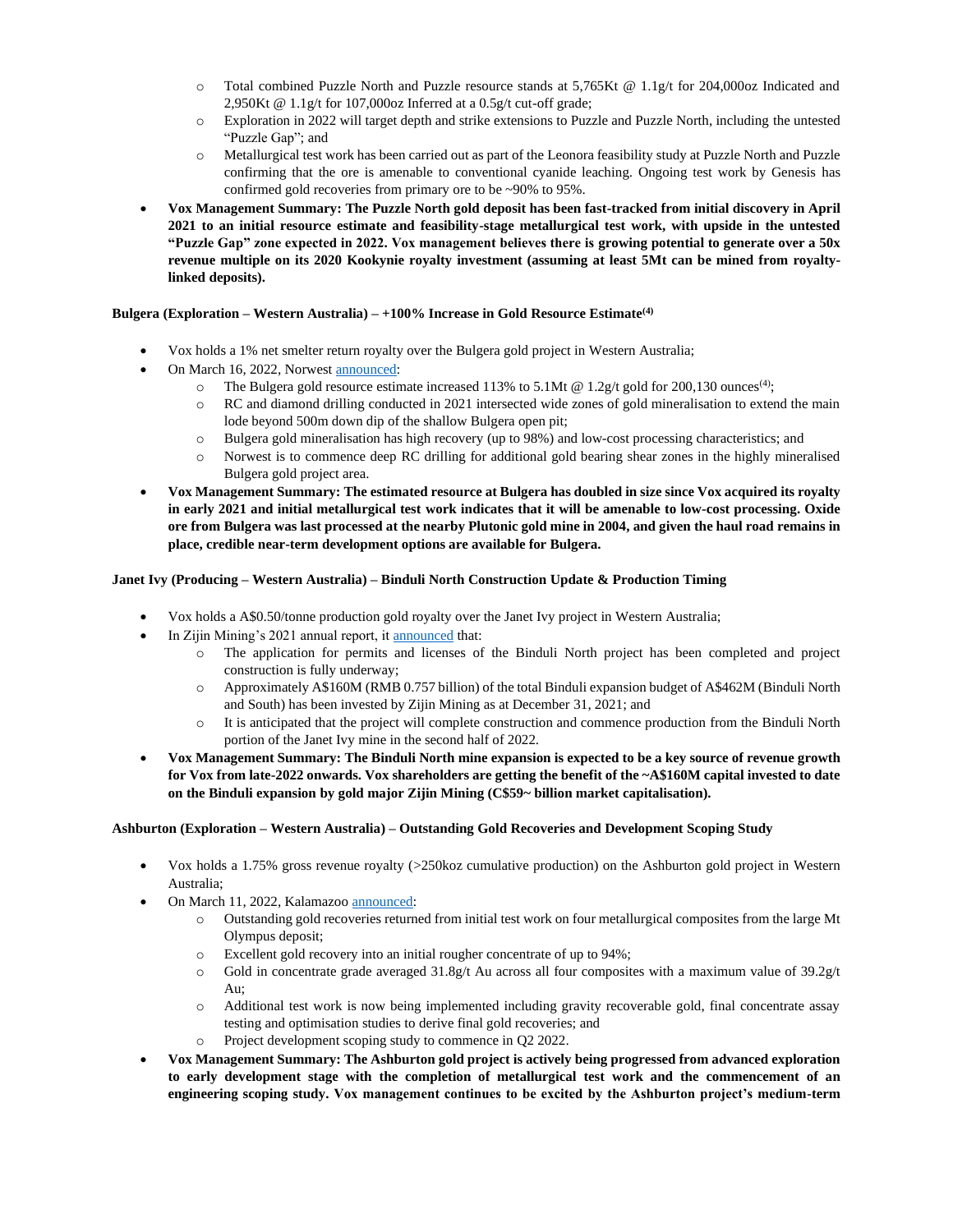- Total combined Puzzle North and Puzzle resource stands at 5,765Kt @ 1.1g/t for 204,000oz Indicated and 2,950Kt @ 1.1g/t for 107,000oz Inferred at a 0.5g/t cut-off grade;
  - Exploration in 2022 will target depth and strike extensions to Puzzle and Puzzle North, including the untested "Puzzle Gap"; and
  - Metallurgical test work has been carried out as part of the Leonora feasibility study at Puzzle North and Puzzle confirming that the ore is amenable to conventional cyanide leaching. Ongoing test work by Genesis has confirmed gold recoveries from primary ore to be ~90% to 95%.
- **Vox Management Summary: The Puzzle North gold deposit has been fast-tracked from initial discovery in April 2021 to an initial resource estimate and feasibility-stage metallurgical test work, with upside in the untested "Puzzle Gap" zone expected in 2022. Vox management believes there is growing potential to generate over a 50x revenue multiple on its 2020 Kookynie royalty investment (assuming at least 5Mt can be mined from royalty-linked deposits).**

**Bulgera (Exploration – Western Australia) – +100% Increase in Gold Resource Estimate(4)**

- Vox holds a 1% net smelter return royalty over the Bulgera gold project in Western Australia;
- On March 16, 2022, Norwest announced:
  - The Bulgera gold resource estimate increased 113% to 5.1Mt @ 1.2g/t gold for 200,130 ounces(4);
  - RC and diamond drilling conducted in 2021 intersected wide zones of gold mineralisation to extend the main lode beyond 500m down dip of the shallow Bulgera open pit;
  - Bulgera gold mineralisation has high recovery (up to 98%) and low-cost processing characteristics; and
  - Norwest is to commence deep RC drilling for additional gold bearing shear zones in the highly mineralised Bulgera gold project area.
- **Vox Management Summary: The estimated resource at Bulgera has doubled in size since Vox acquired its royalty in early 2021 and initial metallurgical test work indicates that it will be amenable to low-cost processing. Oxide ore from Bulgera was last processed at the nearby Plutonic gold mine in 2004, and given the haul road remains in place, credible near-term development options are available for Bulgera.**

**Janet Ivy (Producing – Western Australia) – Binduli North Construction Update & Production Timing**

- Vox holds a A$0.50/tonne production gold royalty over the Janet Ivy project in Western Australia;
- In Zijin Mining's 2021 annual report, it announced that:
  - The application for permits and licenses of the Binduli North project has been completed and project construction is fully underway;
  - Approximately A$160M (RMB 0.757 billion) of the total Binduli expansion budget of A$462M (Binduli North and South) has been invested by Zijin Mining as at December 31, 2021; and
  - It is anticipated that the project will complete construction and commence production from the Binduli North portion of the Janet Ivy mine in the second half of 2022.
- **Vox Management Summary: The Binduli North mine expansion is expected to be a key source of revenue growth for Vox from late-2022 onwards. Vox shareholders are getting the benefit of the ~A$160M capital invested to date on the Binduli expansion by gold major Zijin Mining (C$59~ billion market capitalisation).**

**Ashburton (Exploration – Western Australia) – Outstanding Gold Recoveries and Development Scoping Study**

- Vox holds a 1.75% gross revenue royalty (>250koz cumulative production) on the Ashburton gold project in Western Australia;
- On March 11, 2022, Kalamazoo announced:
  - Outstanding gold recoveries returned from initial test work on four metallurgical composites from the large Mt Olympus deposit;
  - Excellent gold recovery into an initial rougher concentrate of up to 94%;
  - Gold in concentrate grade averaged 31.8g/t Au across all four composites with a maximum value of 39.2g/t Au;
  - Additional test work is now being implemented including gravity recoverable gold, final concentrate assay testing and optimisation studies to derive final gold recoveries; and
  - Project development scoping study to commence in Q2 2022.
- **Vox Management Summary: The Ashburton gold project is actively being progressed from advanced exploration to early development stage with the completion of metallurgical test work and the commencement of an engineering scoping study. Vox management continues to be excited by the Ashburton project's medium-term**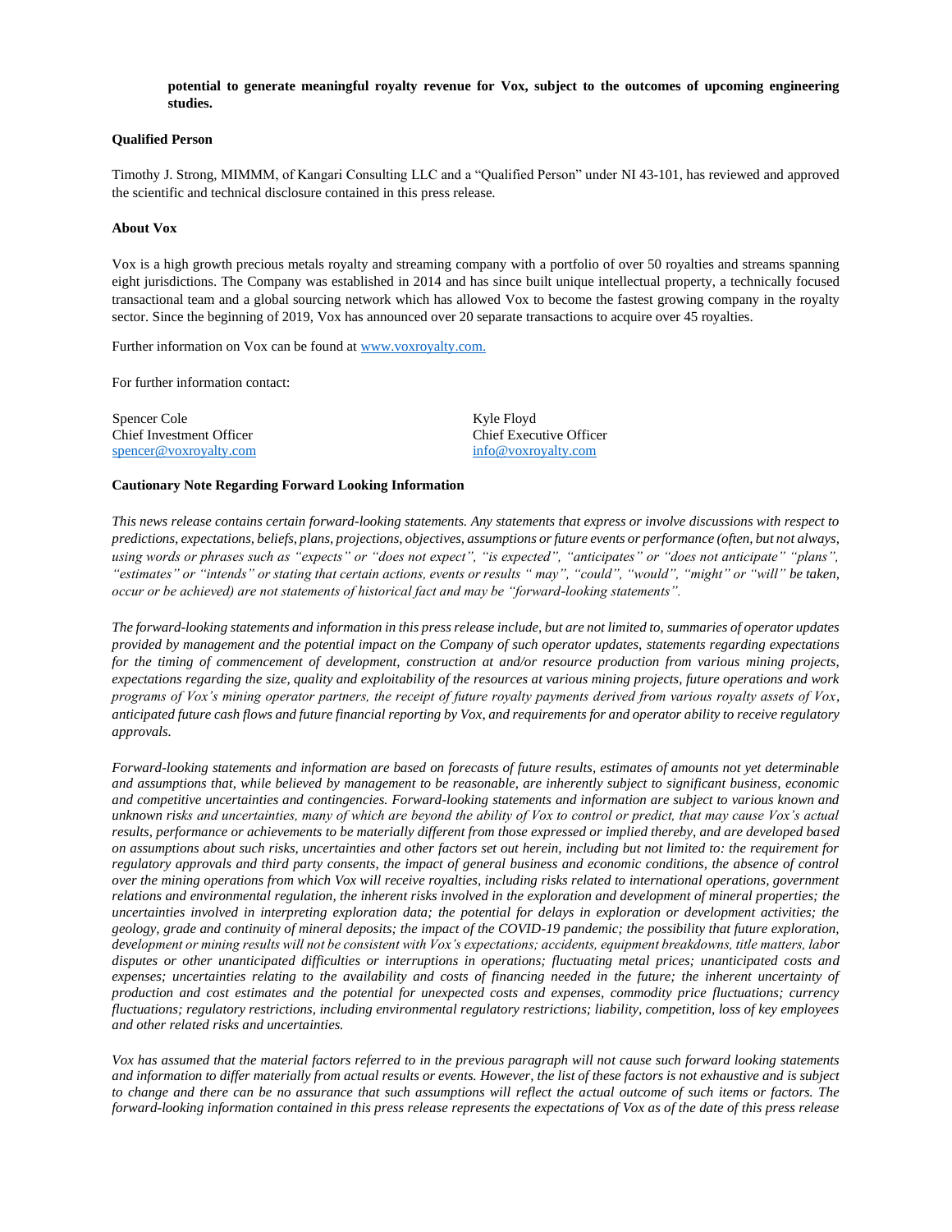**potential to generate meaningful royalty revenue for Vox, subject to the outcomes of upcoming engineering studies.**

**Qualified Person**

Timothy J. Strong, MIMMM, of Kangari Consulting LLC and a "Qualified Person" under NI 43-101, has reviewed and approved the scientific and technical disclosure contained in this press release.

**About Vox**

Vox is a high growth precious metals royalty and streaming company with a portfolio of over 50 royalties and streams spanning eight jurisdictions. The Company was established in 2014 and has since built unique intellectual property, a technically focused transactional team and a global sourcing network which has allowed Vox to become the fastest growing company in the royalty sector. Since the beginning of 2019, Vox has announced over 20 separate transactions to acquire over 45 royalties.

Further information on Vox can be found at www.voxroyalty.com.

For further information contact:

Spencer Cole
Chief Investment Officer
spencer@voxroyalty.com

Kyle Floyd
Chief Executive Officer
info@voxroyalty.com

**Cautionary Note Regarding Forward Looking Information**

*This news release contains certain forward-looking statements. Any statements that express or involve discussions with respect to predictions, expectations, beliefs, plans, projections, objectives, assumptions or future events or performance (often, but not always, using words or phrases such as "expects" or "does not expect", "is expected", "anticipates" or "does not anticipate" "plans", "estimates" or "intends" or stating that certain actions, events or results " may", "could", "would", "might" or "will" be taken, occur or be achieved) are not statements of historical fact and may be "forward-looking statements".*

*The forward-looking statements and information in this press release include, but are not limited to, summaries of operator updates provided by management and the potential impact on the Company of such operator updates, statements regarding expectations for the timing of commencement of development, construction at and/or resource production from various mining projects, expectations regarding the size, quality and exploitability of the resources at various mining projects, future operations and work programs of Vox's mining operator partners, the receipt of future royalty payments derived from various royalty assets of Vox, anticipated future cash flows and future financial reporting by Vox, and requirements for and operator ability to receive regulatory approvals.*

*Forward-looking statements and information are based on forecasts of future results, estimates of amounts not yet determinable and assumptions that, while believed by management to be reasonable, are inherently subject to significant business, economic and competitive uncertainties and contingencies. Forward-looking statements and information are subject to various known and unknown risks and uncertainties, many of which are beyond the ability of Vox to control or predict, that may cause Vox's actual results, performance or achievements to be materially different from those expressed or implied thereby, and are developed based on assumptions about such risks, uncertainties and other factors set out herein, including but not limited to: the requirement for regulatory approvals and third party consents, the impact of general business and economic conditions, the absence of control over the mining operations from which Vox will receive royalties, including risks related to international operations, government relations and environmental regulation, the inherent risks involved in the exploration and development of mineral properties; the uncertainties involved in interpreting exploration data; the potential for delays in exploration or development activities; the geology, grade and continuity of mineral deposits; the impact of the COVID-19 pandemic; the possibility that future exploration, development or mining results will not be consistent with Vox's expectations; accidents, equipment breakdowns, title matters, labor disputes or other unanticipated difficulties or interruptions in operations; fluctuating metal prices; unanticipated costs and expenses; uncertainties relating to the availability and costs of financing needed in the future; the inherent uncertainty of production and cost estimates and the potential for unexpected costs and expenses, commodity price fluctuations; currency fluctuations; regulatory restrictions, including environmental regulatory restrictions; liability, competition, loss of key employees and other related risks and uncertainties.*

*Vox has assumed that the material factors referred to in the previous paragraph will not cause such forward looking statements and information to differ materially from actual results or events. However, the list of these factors is not exhaustive and is subject to change and there can be no assurance that such assumptions will reflect the actual outcome of such items or factors. The forward-looking information contained in this press release represents the expectations of Vox as of the date of this press release*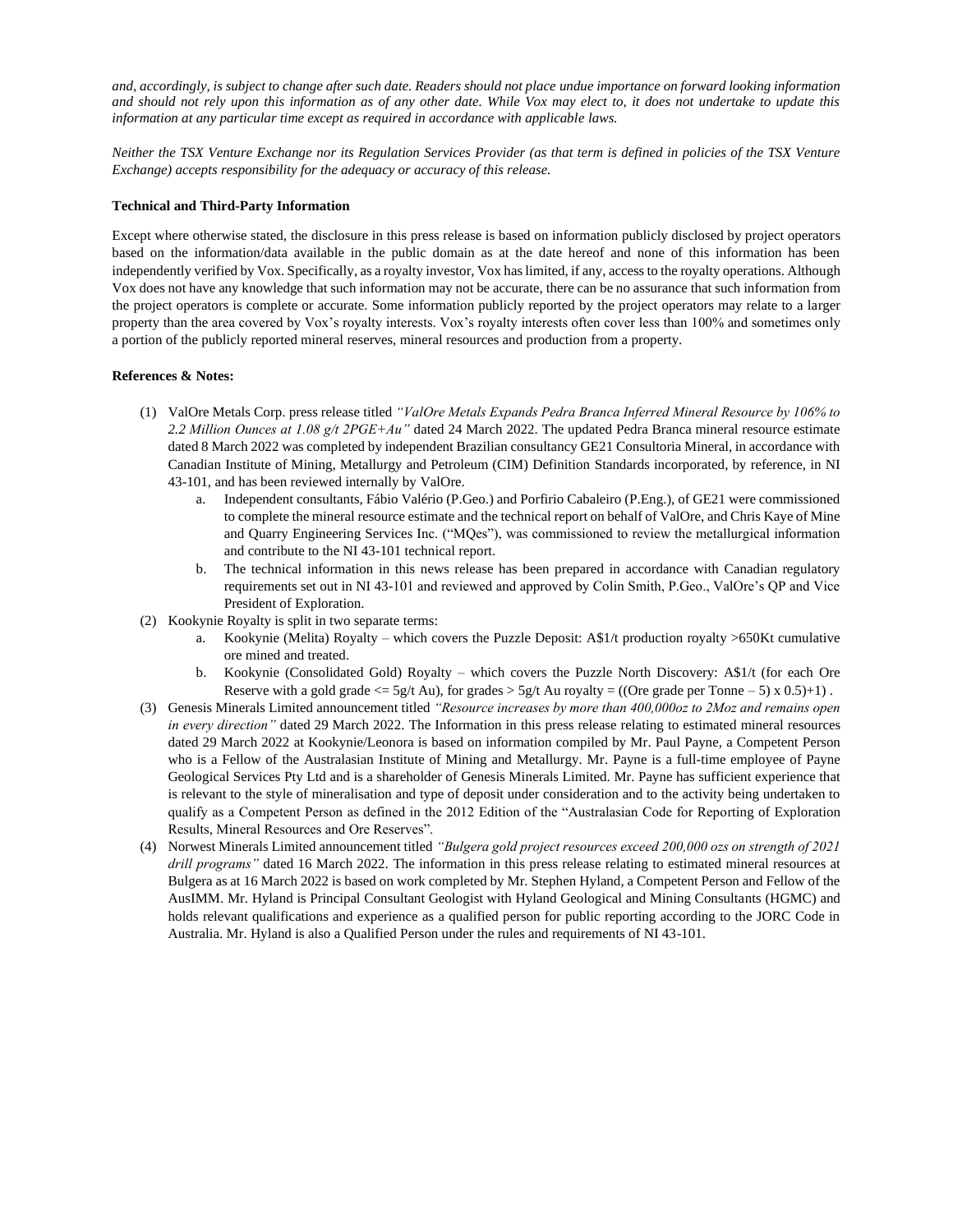*and, accordingly, is subject to change after such date. Readers should not place undue importance on forward looking information and should not rely upon this information as of any other date. While Vox may elect to, it does not undertake to update this information at any particular time except as required in accordance with applicable laws.*

*Neither the TSX Venture Exchange nor its Regulation Services Provider (as that term is defined in policies of the TSX Venture Exchange) accepts responsibility for the adequacy or accuracy of this release.*

**Technical and Third-Party Information**

Except where otherwise stated, the disclosure in this press release is based on information publicly disclosed by project operators based on the information/data available in the public domain as at the date hereof and none of this information has been independently verified by Vox. Specifically, as a royalty investor, Vox has limited, if any, access to the royalty operations. Although Vox does not have any knowledge that such information may not be accurate, there can be no assurance that such information from the project operators is complete or accurate. Some information publicly reported by the project operators may relate to a larger property than the area covered by Vox's royalty interests. Vox's royalty interests often cover less than 100% and sometimes only a portion of the publicly reported mineral reserves, mineral resources and production from a property.

**References & Notes:**

(1) ValOre Metals Corp. press release titled *"ValOre Metals Expands Pedra Branca Inferred Mineral Resource by 106% to 2.2 Million Ounces at 1.08 g/t 2PGE+Au"* dated 24 March 2022. The updated Pedra Branca mineral resource estimate dated 8 March 2022 was completed by independent Brazilian consultancy GE21 Consultoria Mineral, in accordance with Canadian Institute of Mining, Metallurgy and Petroleum (CIM) Definition Standards incorporated, by reference, in NI 43-101, and has been reviewed internally by ValOre.
   a. Independent consultants, Fábio Valério (P.Geo.) and Porfirio Cabaleiro (P.Eng.), of GE21 were commissioned to complete the mineral resource estimate and the technical report on behalf of ValOre, and Chris Kaye of Mine and Quarry Engineering Services Inc. ("MQes"), was commissioned to review the metallurgical information and contribute to the NI 43-101 technical report.
   b. The technical information in this news release has been prepared in accordance with Canadian regulatory requirements set out in NI 43-101 and reviewed and approved by Colin Smith, P.Geo., ValOre's QP and Vice President of Exploration.

(2) Kookynie Royalty is split in two separate terms:
   a. Kookynie (Melita) Royalty – which covers the Puzzle Deposit: A$1/t production royalty >650Kt cumulative ore mined and treated.
   b. Kookynie (Consolidated Gold) Royalty – which covers the Puzzle North Discovery: A$1/t (for each Ore Reserve with a gold grade <= 5g/t Au), for grades > 5g/t Au royalty = ((Ore grade per Tonne – 5) x 0.5)+1) .

(3) Genesis Minerals Limited announcement titled *"Resource increases by more than 400,000oz to 2Moz and remains open in every direction"* dated 29 March 2022. The Information in this press release relating to estimated mineral resources dated 29 March 2022 at Kookynie/Leonora is based on information compiled by Mr. Paul Payne, a Competent Person who is a Fellow of the Australasian Institute of Mining and Metallurgy. Mr. Payne is a full-time employee of Payne Geological Services Pty Ltd and is a shareholder of Genesis Minerals Limited. Mr. Payne has sufficient experience that is relevant to the style of mineralisation and type of deposit under consideration and to the activity being undertaken to qualify as a Competent Person as defined in the 2012 Edition of the "Australasian Code for Reporting of Exploration Results, Mineral Resources and Ore Reserves".

(4) Norwest Minerals Limited announcement titled *"Bulgera gold project resources exceed 200,000 ozs on strength of 2021 drill programs"* dated 16 March 2022. The information in this press release relating to estimated mineral resources at Bulgera as at 16 March 2022 is based on work completed by Mr. Stephen Hyland, a Competent Person and Fellow of the AusIMM. Mr. Hyland is Principal Consultant Geologist with Hyland Geological and Mining Consultants (HGMC) and holds relevant qualifications and experience as a qualified person for public reporting according to the JORC Code in Australia. Mr. Hyland is also a Qualified Person under the rules and requirements of NI 43-101.